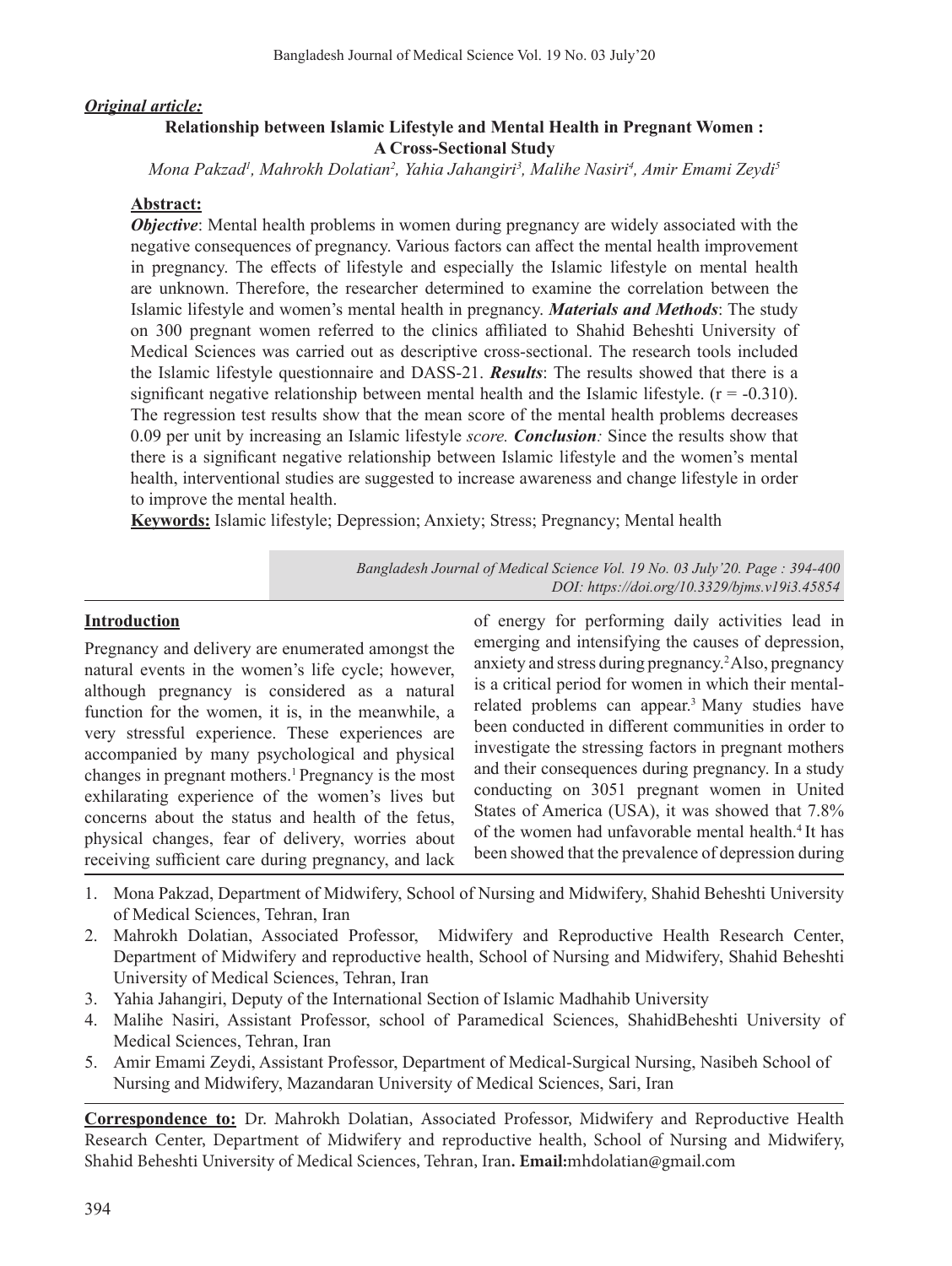***Original article:***

**Relationship between Islamic Lifestyle and Mental Health in Pregnant Women : A Cross-Sectional Study**

*Mona Pakzad[1], Mahrokh Dolatian[2], Yahia Jahangiri[3], Malihe Nasiri[4], Amir Emami Zeydi[5]*

**Abstract:**

***Objective***: Mental health problems in women during pregnancy are widely associated with the negative consequences of pregnancy. Various factors can affect the mental health improvement in pregnancy. The effects of lifestyle and especially the Islamic lifestyle on mental health are unknown. Therefore, the researcher determined to examine the correlation between the Islamic lifestyle and women's mental health in pregnancy. ***Materials and Methods***: The study on 300 pregnant women referred to the clinics affiliated to Shahid Beheshti University of Medical Sciences was carried out as descriptive cross-sectional. The research tools included the Islamic lifestyle questionnaire and DASS-21. ***Results***: The results showed that there is a significant negative relationship between mental health and the Islamic lifestyle. ($r = -0.310$). The regression test results show that the mean score of the mental health problems decreases 0.09 per unit by increasing an Islamic lifestyle *score.* ***Conclusion****:* Since the results show that there is a significant negative relationship between Islamic lifestyle and the women's mental health, interventional studies are suggested to increase awareness and change lifestyle in order to improve the mental health.

**Keywords:** Islamic lifestyle; Depression; Anxiety; Stress; Pregnancy; Mental health

*DOI: https://doi.org/10.3329/bjms.v19i3.45854*

## Introduction

Pregnancy and delivery are enumerated amongst the natural events in the women's life cycle; however, although pregnancy is considered as a natural function for the women, it is, in the meanwhile, a very stressful experience. These experiences are accompanied by many psychological and physical changes in pregnant mothers.[1] Pregnancy is the most exhilarating experience of the women's lives but concerns about the status and health of the fetus, physical changes, fear of delivery, worries about receiving sufficient care during pregnancy, and lack of energy for performing daily activities lead in emerging and intensifying the causes of depression, anxiety and stress during pregnancy.[2] Also, pregnancy is a critical period for women in which their mental-related problems can appear.[3] Many studies have been conducted in different communities in order to investigate the stressing factors in pregnant mothers and their consequences during pregnancy. In a study conducting on 3051 pregnant women in United States of America (USA), it was showed that 7.8% of the women had unfavorable mental health.[4] It has been showed that the prevalence of depression during

1. Mona Pakzad, Department of Midwifery, School of Nursing and Midwifery, Shahid Beheshti University of Medical Sciences, Tehran, Iran
2. Mahrokh Dolatian, Associated Professor, Midwifery and Reproductive Health Research Center, Department of Midwifery and reproductive health, School of Nursing and Midwifery, Shahid Beheshti University of Medical Sciences, Tehran, Iran
3. Yahia Jahangiri, Deputy of the International Section of Islamic Madhahib University
4. Malihe Nasiri, Assistant Professor, school of Paramedical Sciences, ShahidBeheshti University of Medical Sciences, Tehran, Iran
5. Amir Emami Zeydi, Assistant Professor, Department of Medical-Surgical Nursing, Nasibeh School of Nursing and Midwifery, Mazandaran University of Medical Sciences, Sari, Iran

**Correspondence to:** Dr. Mahrokh Dolatian, Associated Professor, Midwifery and Reproductive Health Research Center, Department of Midwifery and reproductive health, School of Nursing and Midwifery, Shahid Beheshti University of Medical Sciences, Tehran, Iran**. Email:**mhdolatian@gmail.com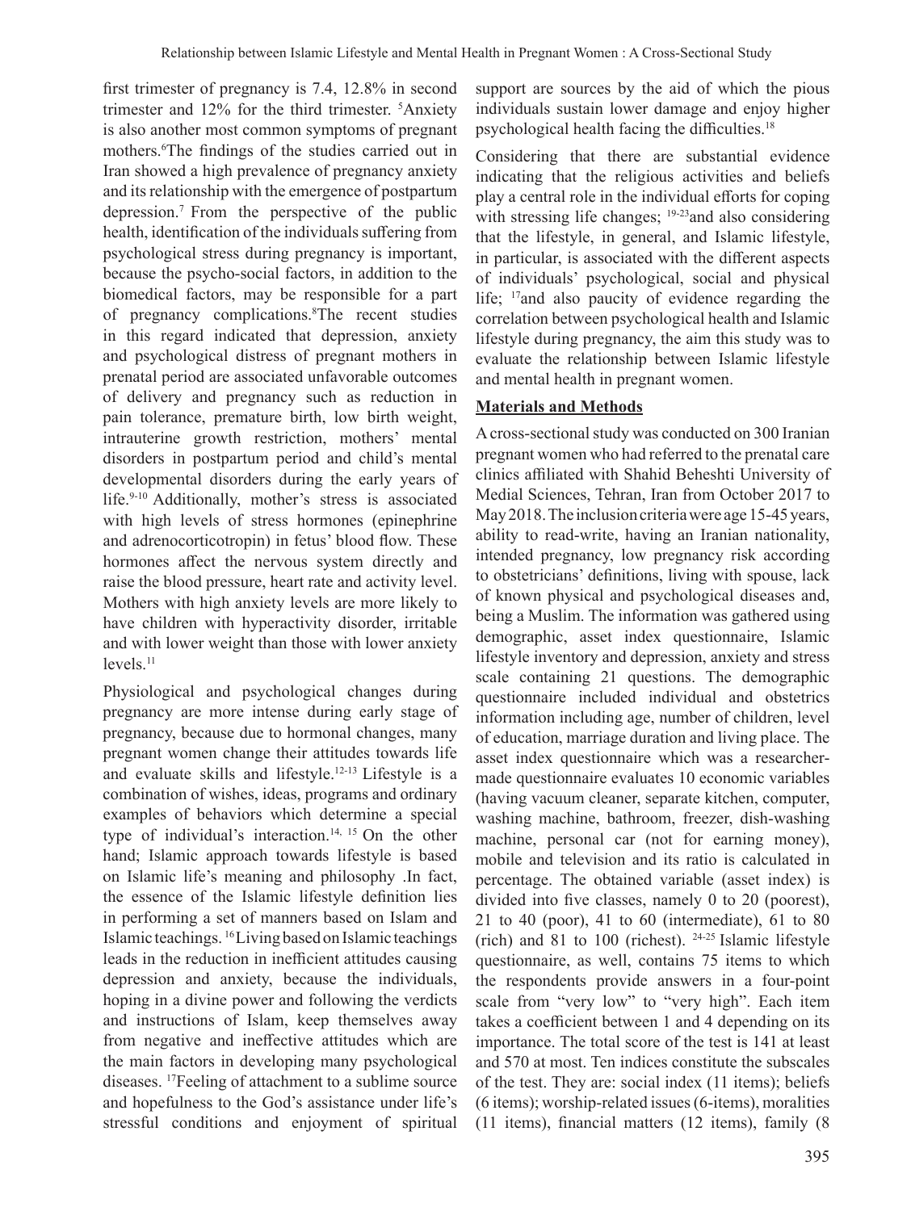first trimester of pregnancy is 7.4, 12.8% in second trimester and 12% for the third trimester. [5]Anxiety is also another most common symptoms of pregnant mothers.[6]The findings of the studies carried out in Iran showed a high prevalence of pregnancy anxiety and its relationship with the emergence of postpartum depression.[7] From the perspective of the public health, identification of the individuals suffering from psychological stress during pregnancy is important, because the psycho-social factors, in addition to the biomedical factors, may be responsible for a part of pregnancy complications.[8]The recent studies in this regard indicated that depression, anxiety and psychological distress of pregnant mothers in prenatal period are associated unfavorable outcomes of delivery and pregnancy such as reduction in pain tolerance, premature birth, low birth weight, intrauterine growth restriction, mothers' mental disorders in postpartum period and child's mental developmental disorders during the early years of life.[9-10] Additionally, mother's stress is associated with high levels of stress hormones (epinephrine and adrenocorticotropin) in fetus' blood flow. These hormones affect the nervous system directly and raise the blood pressure, heart rate and activity level. Mothers with high anxiety levels are more likely to have children with hyperactivity disorder, irritable and with lower weight than those with lower anxiety levels.[11]

Physiological and psychological changes during pregnancy are more intense during early stage of pregnancy, because due to hormonal changes, many pregnant women change their attitudes towards life and evaluate skills and lifestyle.[12-13] Lifestyle is a combination of wishes, ideas, programs and ordinary examples of behaviors which determine a special type of individual's interaction.[14, 15] On the other hand; Islamic approach towards lifestyle is based on Islamic life's meaning and philosophy .In fact, the essence of the Islamic lifestyle definition lies in performing a set of manners based on Islam and Islamic teachings. [16]Living based on Islamic teachings leads in the reduction in inefficient attitudes causing depression and anxiety, because the individuals, hoping in a divine power and following the verdicts and instructions of Islam, keep themselves away from negative and ineffective attitudes which are the main factors in developing many psychological diseases. [17]Feeling of attachment to a sublime source and hopefulness to the God's assistance under life's stressful conditions and enjoyment of spiritual support are sources by the aid of which the pious individuals sustain lower damage and enjoy higher psychological health facing the difficulties.[18]

Considering that there are substantial evidence indicating that the religious activities and beliefs play a central role in the individual efforts for coping with stressing life changes; [19-23]and also considering that the lifestyle, in general, and Islamic lifestyle, in particular, is associated with the different aspects of individuals' psychological, social and physical life; [17]and also paucity of evidence regarding the correlation between psychological health and Islamic lifestyle during pregnancy, the aim this study was to evaluate the relationship between Islamic lifestyle and mental health in pregnant women.

## Materials and Methods

A cross-sectional study was conducted on 300 Iranian pregnant women who had referred to the prenatal care clinics affiliated with Shahid Beheshti University of Medial Sciences, Tehran, Iran from October 2017 to May 2018. The inclusion criteria were age 15-45 years, ability to read-write, having an Iranian nationality, intended pregnancy, low pregnancy risk according to obstetricians' definitions, living with spouse, lack of known physical and psychological diseases and, being a Muslim. The information was gathered using demographic, asset index questionnaire, Islamic lifestyle inventory and depression, anxiety and stress scale containing 21 questions. The demographic questionnaire included individual and obstetrics information including age, number of children, level of education, marriage duration and living place. The asset index questionnaire which was a researcher-made questionnaire evaluates 10 economic variables (having vacuum cleaner, separate kitchen, computer, washing machine, bathroom, freezer, dish-washing machine, personal car (not for earning money), mobile and television and its ratio is calculated in percentage. The obtained variable (asset index) is divided into five classes, namely 0 to 20 (poorest), 21 to 40 (poor), 41 to 60 (intermediate), 61 to 80 (rich) and 81 to 100 (richest). [24-25] Islamic lifestyle questionnaire, as well, contains 75 items to which the respondents provide answers in a four-point scale from "very low" to "very high". Each item takes a coefficient between 1 and 4 depending on its importance. The total score of the test is 141 at least and 570 at most. Ten indices constitute the subscales of the test. They are: social index (11 items); beliefs (6 items); worship-related issues (6-items), moralities (11 items), financial matters (12 items), family (8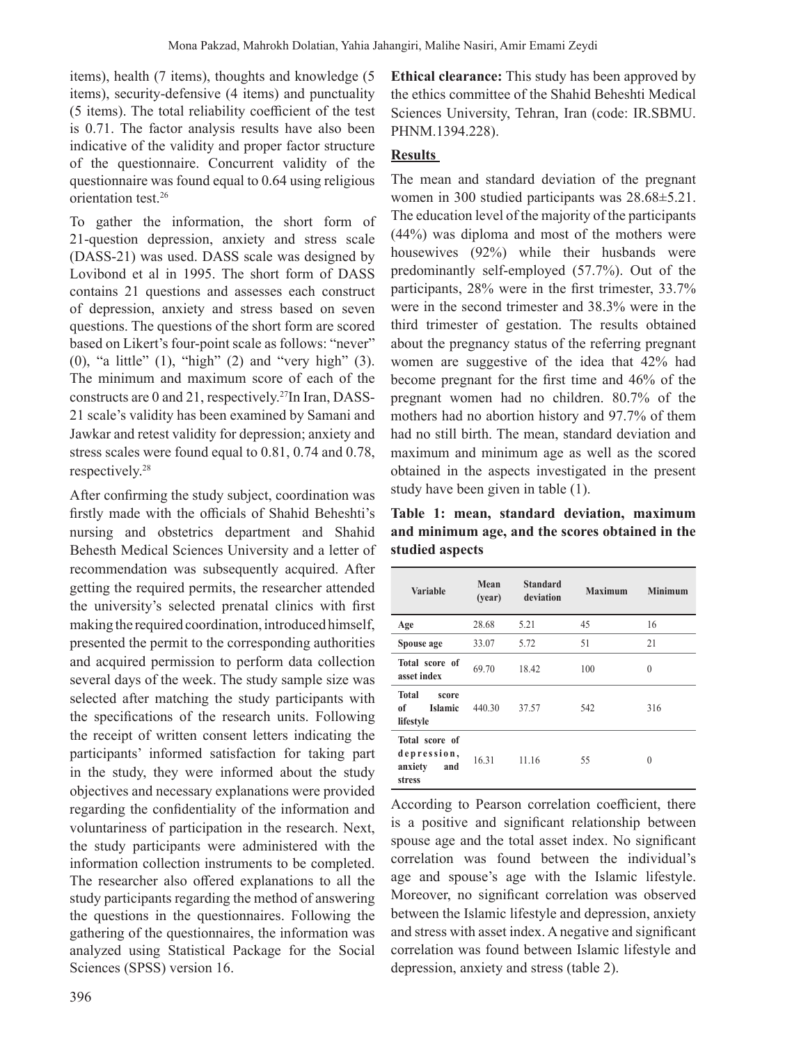items), health (7 items), thoughts and knowledge (5 items), security-defensive (4 items) and punctuality (5 items). The total reliability coefficient of the test is 0.71. The factor analysis results have also been indicative of the validity and proper factor structure of the questionnaire. Concurrent validity of the questionnaire was found equal to 0.64 using religious orientation test.[26]

To gather the information, the short form of 21-question depression, anxiety and stress scale (DASS-21) was used. DASS scale was designed by Lovibond et al in 1995. The short form of DASS contains 21 questions and assesses each construct of depression, anxiety and stress based on seven questions. The questions of the short form are scored based on Likert's four-point scale as follows: "never" (0), "a little" (1), "high" (2) and "very high" (3). The minimum and maximum score of each of the constructs are 0 and 21, respectively.[27]In Iran, DASS-21 scale's validity has been examined by Samani and Jawkar and retest validity for depression; anxiety and stress scales were found equal to 0.81, 0.74 and 0.78, respectively.[28]

After confirming the study subject, coordination was firstly made with the officials of Shahid Beheshti's nursing and obstetrics department and Shahid Behesth Medical Sciences University and a letter of recommendation was subsequently acquired. After getting the required permits, the researcher attended the university's selected prenatal clinics with first making the required coordination, introduced himself, presented the permit to the corresponding authorities and acquired permission to perform data collection several days of the week. The study sample size was selected after matching the study participants with the specifications of the research units. Following the receipt of written consent letters indicating the participants' informed satisfaction for taking part in the study, they were informed about the study objectives and necessary explanations were provided regarding the confidentiality of the information and voluntariness of participation in the research. Next, the study participants were administered with the information collection instruments to be completed. The researcher also offered explanations to all the study participants regarding the method of answering the questions in the questionnaires. Following the gathering of the questionnaires, the information was analyzed using Statistical Package for the Social Sciences (SPSS) version 16.

**Ethical clearance:** This study has been approved by the ethics committee of the Shahid Beheshti Medical Sciences University, Tehran, Iran (code: IR.SBMU.PHNM.1394.228).

## Results

The mean and standard deviation of the pregnant women in 300 studied participants was 28.68±5.21. The education level of the majority of the participants (44%) was diploma and most of the mothers were housewives (92%) while their husbands were predominantly self-employed (57.7%). Out of the participants, 28% were in the first trimester, 33.7% were in the second trimester and 38.3% were in the third trimester of gestation. The results obtained about the pregnancy status of the referring pregnant women are suggestive of the idea that 42% had become pregnant for the first time and 46% of the pregnant women had no children. 80.7% of the mothers had no abortion history and 97.7% of them had no still birth. The mean, standard deviation and maximum and minimum age as well as the scored obtained in the aspects investigated in the present study have been given in table (1).

**Table 1: mean, standard deviation, maximum and minimum age, and the scores obtained in the studied aspects**

| Variable | Mean (year) | Standard deviation | Maximum | Minimum |
|---|---|---|---|---|
| Age | 28.68 | 5.21 | 45 | 16 |
| Spouse age | 33.07 | 5.72 | 51 | 21 |
| Total score of asset index | 69.70 | 18.42 | 100 | 0 |
| Total score of Islamic lifestyle | 440.30 | 37.57 | 542 | 316 |
| Total score of depression, anxiety and stress | 16.31 | 11.16 | 55 | 0 |

According to Pearson correlation coefficient, there is a positive and significant relationship between spouse age and the total asset index. No significant correlation was found between the individual's age and spouse's age with the Islamic lifestyle. Moreover, no significant correlation was observed between the Islamic lifestyle and depression, anxiety and stress with asset index. A negative and significant correlation was found between Islamic lifestyle and depression, anxiety and stress (table 2).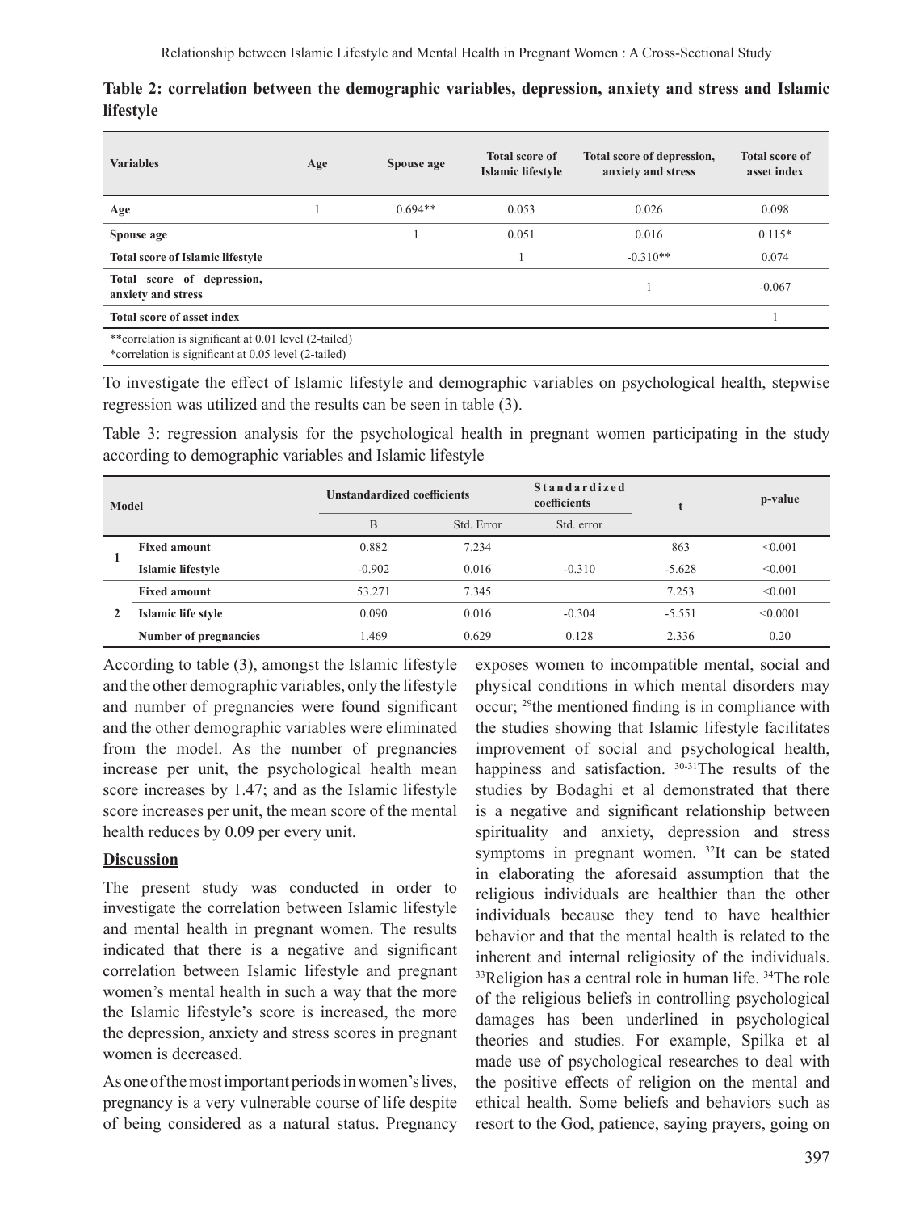**Table 2: correlation between the demographic variables, depression, anxiety and stress and Islamic lifestyle**

| Variables | Age | Spouse age | Total score of Islamic lifestyle | Total score of depression, anxiety and stress | Total score of asset index |
|---|---|---|---|---|---|
| **Age** | 1 | 0.694** | 0.053 | 0.026 | 0.098 |
| **Spouse age** | | 1 | 0.051 | 0.016 | 0.115* |
| **Total score of Islamic lifestyle** | | | 1 | -0.310** | 0.074 |
| **Total score of depression, anxiety and stress** | | | | 1 | -0.067 |
| **Total score of asset index** | | | | | 1 |

**correlation is significant at 0.01 level (2-tailed)
*correlation is significant at 0.05 level (2-tailed)

To investigate the effect of Islamic lifestyle and demographic variables on psychological health, stepwise regression was utilized and the results can be seen in table (3).

Table 3: regression analysis for the psychological health in pregnant women participating in the study according to demographic variables and Islamic lifestyle

| Model | | Unstandardized coefficients | | Standardized coefficients | t | p-value |
|---|---|---|---|---|---|---|
| | | B | Std. Error | Std. error | | |
| 1 | **Fixed amount** | 0.882 | 7.234 | | 863 | <0.001 |
| | **Islamic lifestyle** | -0.902 | 0.016 | -0.310 | -5.628 | <0.001 |
| 2 | **Fixed amount** | 53.271 | 7.345 | | 7.253 | <0.001 |
| | **Islamic life style** | 0.090 | 0.016 | -0.304 | -5.551 | <0.0001 |
| | **Number of pregnancies** | 1.469 | 0.629 | 0.128 | 2.336 | 0.20 |

According to table (3), amongst the Islamic lifestyle and the other demographic variables, only the lifestyle and number of pregnancies were found significant and the other demographic variables were eliminated from the model. As the number of pregnancies increase per unit, the psychological health mean score increases by 1.47; and as the Islamic lifestyle score increases per unit, the mean score of the mental health reduces by 0.09 per every unit.

## Discussion

The present study was conducted in order to investigate the correlation between Islamic lifestyle and mental health in pregnant women. The results indicated that there is a negative and significant correlation between Islamic lifestyle and pregnant women's mental health in such a way that the more the Islamic lifestyle's score is increased, the more the depression, anxiety and stress scores in pregnant women is decreased.

As one of the most important periods in women's lives, pregnancy is a very vulnerable course of life despite of being considered as a natural status. Pregnancy exposes women to incompatible mental, social and physical conditions in which mental disorders may occur; [29]the mentioned finding is in compliance with the studies showing that Islamic lifestyle facilitates improvement of social and psychological health, happiness and satisfaction. [30-31]The results of the studies by Bodaghi et al demonstrated that there is a negative and significant relationship between spirituality and anxiety, depression and stress symptoms in pregnant women. [32]It can be stated in elaborating the aforesaid assumption that the religious individuals are healthier than the other individuals because they tend to have healthier behavior and that the mental health is related to the inherent and internal religiosity of the individuals. [33]Religion has a central role in human life. [34]The role of the religious beliefs in controlling psychological damages has been underlined in psychological theories and studies. For example, Spilka et al made use of psychological researches to deal with the positive effects of religion on the mental and ethical health. Some beliefs and behaviors such as resort to the God, patience, saying prayers, going on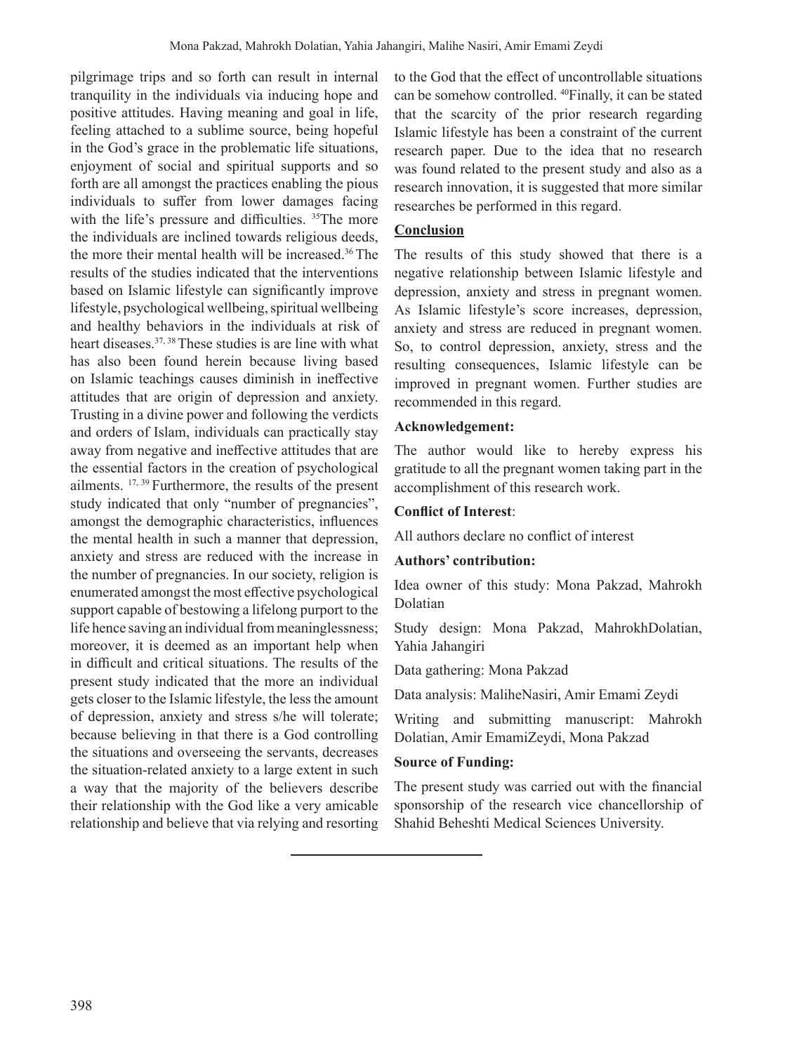pilgrimage trips and so forth can result in internal tranquility in the individuals via inducing hope and positive attitudes. Having meaning and goal in life, feeling attached to a sublime source, being hopeful in the God's grace in the problematic life situations, enjoyment of social and spiritual supports and so forth are all amongst the practices enabling the pious individuals to suffer from lower damages facing with the life's pressure and difficulties. [35]The more the individuals are inclined towards religious deeds, the more their mental health will be increased.[36] The results of the studies indicated that the interventions based on Islamic lifestyle can significantly improve lifestyle, psychological wellbeing, spiritual wellbeing and healthy behaviors in the individuals at risk of heart diseases.[37, 38] These studies is are line with what has also been found herein because living based on Islamic teachings causes diminish in ineffective attitudes that are origin of depression and anxiety. Trusting in a divine power and following the verdicts and orders of Islam, individuals can practically stay away from negative and ineffective attitudes that are the essential factors in the creation of psychological ailments. [17, 39] Furthermore, the results of the present study indicated that only "number of pregnancies", amongst the demographic characteristics, influences the mental health in such a manner that depression, anxiety and stress are reduced with the increase in the number of pregnancies. In our society, religion is enumerated amongst the most effective psychological support capable of bestowing a lifelong purport to the life hence saving an individual from meaninglessness; moreover, it is deemed as an important help when in difficult and critical situations. The results of the present study indicated that the more an individual gets closer to the Islamic lifestyle, the less the amount of depression, anxiety and stress s/he will tolerate; because believing in that there is a God controlling the situations and overseeing the servants, decreases the situation-related anxiety to a large extent in such a way that the majority of the believers describe their relationship with the God like a very amicable relationship and believe that via relying and resorting to the God that the effect of uncontrollable situations can be somehow controlled. [40]Finally, it can be stated that the scarcity of the prior research regarding Islamic lifestyle has been a constraint of the current research paper. Due to the idea that no research was found related to the present study and also as a research innovation, it is suggested that more similar researches be performed in this regard.

## Conclusion

The results of this study showed that there is a negative relationship between Islamic lifestyle and depression, anxiety and stress in pregnant women. As Islamic lifestyle's score increases, depression, anxiety and stress are reduced in pregnant women. So, to control depression, anxiety, stress and the resulting consequences, Islamic lifestyle can be improved in pregnant women. Further studies are recommended in this regard.

**Acknowledgement:**

The author would like to hereby express his gratitude to all the pregnant women taking part in the accomplishment of this research work.

**Conflict of Interest**:

All authors declare no conflict of interest

**Authors' contribution:**

Idea owner of this study: Mona Pakzad, Mahrokh Dolatian

Study design: Mona Pakzad, MahrokhDolatian, Yahia Jahangiri

Data gathering: Mona Pakzad

Data analysis: MaliheNasiri, Amir Emami Zeydi

Writing and submitting manuscript: Mahrokh Dolatian, Amir EmamiZeydi, Mona Pakzad

**Source of Funding:**

The present study was carried out with the financial sponsorship of the research vice chancellorship of Shahid Beheshti Medical Sciences University.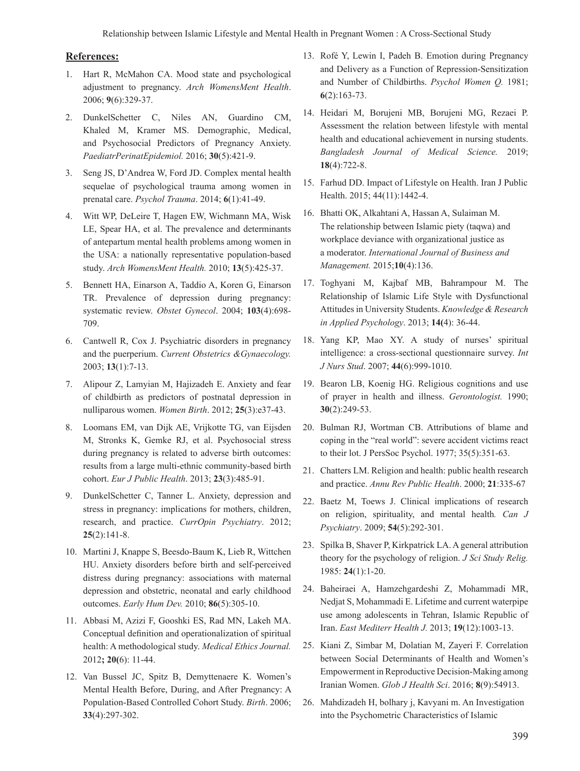## References:

1. Hart R, McMahon CA. Mood state and psychological adjustment to pregnancy. *Arch WomensMent Health*. 2006; **9**(6):329-37.
2. DunkelSchetter C, Niles AN, Guardino CM, Khaled M, Kramer MS. Demographic, Medical, and Psychosocial Predictors of Pregnancy Anxiety. *PaediatrPerinatEpidemiol.* 2016; **30**(5):421-9.
3. Seng JS, D'Andrea W, Ford JD. Complex mental health sequelae of psychological trauma among women in prenatal care. *Psychol Trauma*. 2014; **6**(1):41-49.
4. Witt WP, DeLeire T, Hagen EW, Wichmann MA, Wisk LE, Spear HA, et al. The prevalence and determinants of antepartum mental health problems among women in the USA: a nationally representative population-based study. *Arch WomensMent Health.* 2010; **13**(5):425-37.
5. Bennett HA, Einarson A, Taddio A, Koren G, Einarson TR. Prevalence of depression during pregnancy: systematic review. *Obstet Gynecol*. 2004; **103**(4):698-709.
6. Cantwell R, Cox J. Psychiatric disorders in pregnancy and the puerperium. *Current Obstetrics &Gynaecology.* 2003; **13**(1):7-13.
7. Alipour Z, Lamyian M, Hajizadeh E. Anxiety and fear of childbirth as predictors of postnatal depression in nulliparous women. *Women Birth*. 2012; **25**(3):e37-43.
8. Loomans EM, van Dijk AE, Vrijkotte TG, van Eijsden M, Stronks K, Gemke RJ, et al. Psychosocial stress during pregnancy is related to adverse birth outcomes: results from a large multi-ethnic community-based birth cohort. *Eur J Public Health*. 2013; **23**(3):485-91.
9. DunkelSchetter C, Tanner L. Anxiety, depression and stress in pregnancy: implications for mothers, children, research, and practice. *CurrOpin Psychiatry*. 2012; **25**(2):141-8.
10. Martini J, Knappe S, Beesdo-Baum K, Lieb R, Wittchen HU. Anxiety disorders before birth and self-perceived distress during pregnancy: associations with maternal depression and obstetric, neonatal and early childhood outcomes. *Early Hum Dev.* 2010; **86**(5):305-10.
11. Abbasi M, Azizi F, Gooshki ES, Rad MN, Lakeh MA. Conceptual definition and operationalization of spiritual health: A methodological study. *Medical Ethics Journal.* 2012**; 20(**6): 11-44.
12. Van Bussel JC, Spitz B, Demyttenaere K. Women's Mental Health Before, During, and After Pregnancy: A Population-Based Controlled Cohort Study. *Birth*. 2006; **33**(4):297-302.
13. Rofé Y, Lewin I, Padeh B. Emotion during Pregnancy and Delivery as a Function of Repression-Sensitization and Number of Childbirths. *Psychol Women Q.* 1981; **6**(2):163-73.
14. Heidari M, Borujeni MB, Borujeni MG, Rezaei P. Assessment the relation between lifestyle with mental health and educational achievement in nursing students. *Bangladesh Journal of Medical Science.* 2019; **18**(4):722-8.
15. Farhud DD. Impact of Lifestyle on Health. Iran J Public Health. 2015; 44(11):1442-4.
16. Bhatti OK, Alkhtani A, Hassan A, Sulaiman M. The relationship between Islamic piety (taqwa) and workplace deviance with organizational justice as a moderator. *International Journal of Business and Management.* 2015;**10**(4):136.
17. Toghyani M, Kajbaf MB, Bahrampour M. The Relationship of Islamic Life Style with Dysfunctional Attitudes in University Students. *Knowledge & Research in Applied Psychology*. 2013; **14(**4): 36-44.
18. Yang KP, Mao XY. A study of nurses' spiritual intelligence: a cross-sectional questionnaire survey. *Int J Nurs Stud*. 2007; **44**(6):999-1010.
19. Bearon LB, Koenig HG. Religious cognitions and use of prayer in health and illness. *Gerontologist.* 1990; **30**(2):249-53.
20. Bulman RJ, Wortman CB. Attributions of blame and coping in the "real world": severe accident victims react to their lot. J PersSoc Psychol. 1977; 35(5):351-63.
21. Chatters LM. Religion and health: public health research and practice. *Annu Rev Public Health*. 2000; **21**:335-67
22. Baetz M, Toews J. Clinical implications of research on religion, spirituality, and mental health*. Can J Psychiatry*. 2009; **54**(5):292-301.
23. Spilka B, Shaver P, Kirkpatrick LA. A general attribution theory for the psychology of religion. *J Sci Study Relig.* 1985: **24**(1):1-20.
24. Baheiraei A, Hamzehgardeshi Z, Mohammadi MR, Nedjat S, Mohammadi E. Lifetime and current waterpipe use among adolescents in Tehran, Islamic Republic of Iran. *East Mediterr Health J.* 2013; **19**(12):1003-13.
25. Kiani Z, Simbar M, Dolatian M, Zayeri F. Correlation between Social Determinants of Health and Women's Empowerment in Reproductive Decision-Making among Iranian Women. *Glob J Health Sci*. 2016; **8**(9):54913.
26. Mahdizadeh H, bolhary j, Kavyani m. An Investigation into the Psychometric Characteristics of Islamic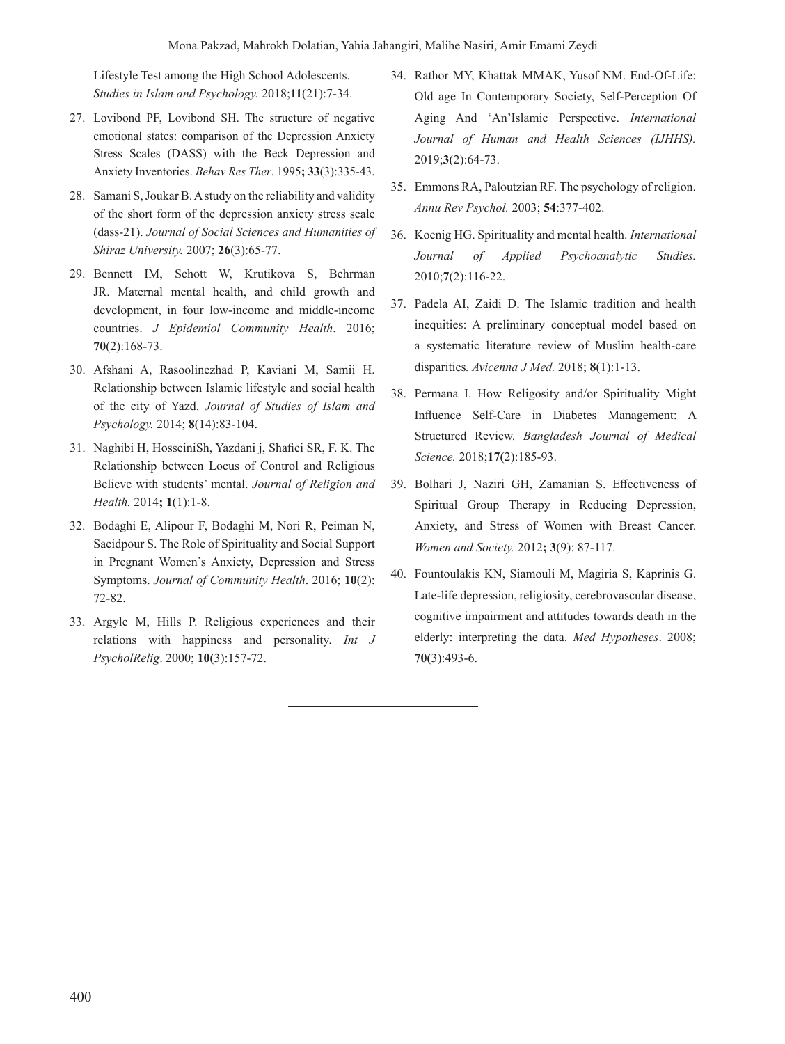Lifestyle Test among the High School Adolescents. *Studies in Islam and Psychology.* 2018;**11**(21):7-34.

27. Lovibond PF, Lovibond SH. The structure of negative emotional states: comparison of the Depression Anxiety Stress Scales (DASS) with the Beck Depression and Anxiety Inventories. *Behav Res Ther*. 1995**; 33**(3):335-43.
28. Samani S, Joukar B. A study on the reliability and validity of the short form of the depression anxiety stress scale (dass-21). *Journal of Social Sciences and Humanities of Shiraz University.* 2007; **26**(3):65-77.
29. Bennett IM, Schott W, Krutikova S, Behrman JR. Maternal mental health, and child growth and development, in four low-income and middle-income countries. *J Epidemiol Community Health*. 2016; **70**(2):168-73.
30. Afshani A, Rasoolinezhad P, Kaviani M, Samii H. Relationship between Islamic lifestyle and social health of the city of Yazd. *Journal of Studies of Islam and Psychology.* 2014; **8**(14):83-104.
31. Naghibi H, HosseiniSh, Yazdani j, Shafiei SR, F. K. The Relationship between Locus of Control and Religious Believe with students' mental. *Journal of Religion and Health.* 2014**; 1**(1):1-8.
32. Bodaghi E, Alipour F, Bodaghi M, Nori R, Peiman N, Saeidpour S. The Role of Spirituality and Social Support in Pregnant Women's Anxiety, Depression and Stress Symptoms. *Journal of Community Health*. 2016; **10**(2): 72-82.
33. Argyle M, Hills P. Religious experiences and their relations with happiness and personality. *Int J PsycholRelig*. 2000; **10(**3):157-72.
34. Rathor MY, Khattak MMAK, Yusof NM. End-Of-Life: Old age In Contemporary Society, Self-Perception Of Aging And 'An'Islamic Perspective. *International Journal of Human and Health Sciences (IJHHS).* 2019;**3**(2):64-73.
35. Emmons RA, Paloutzian RF. The psychology of religion. *Annu Rev Psychol.* 2003; **54**:377-402.
36. Koenig HG. Spirituality and mental health. *International Journal of Applied Psychoanalytic Studies.* 2010;**7**(2):116-22.
37. Padela AI, Zaidi D. The Islamic tradition and health inequities: A preliminary conceptual model based on a systematic literature review of Muslim health-care disparities*. Avicenna J Med.* 2018; **8**(1):1-13.
38. Permana I. How Religosity and/or Spirituality Might Influence Self-Care in Diabetes Management: A Structured Review. *Bangladesh Journal of Medical Science.* 2018;**17(**2):185-93.
39. Bolhari J, Naziri GH, Zamanian S. Effectiveness of Spiritual Group Therapy in Reducing Depression, Anxiety, and Stress of Women with Breast Cancer. *Women and Society.* 2012**; 3**(9): 87-117.
40. Fountoulakis KN, Siamouli M, Magiria S, Kaprinis G. Late-life depression, religiosity, cerebrovascular disease, cognitive impairment and attitudes towards death in the elderly: interpreting the data. *Med Hypotheses*. 2008; **70(**3):493-6.